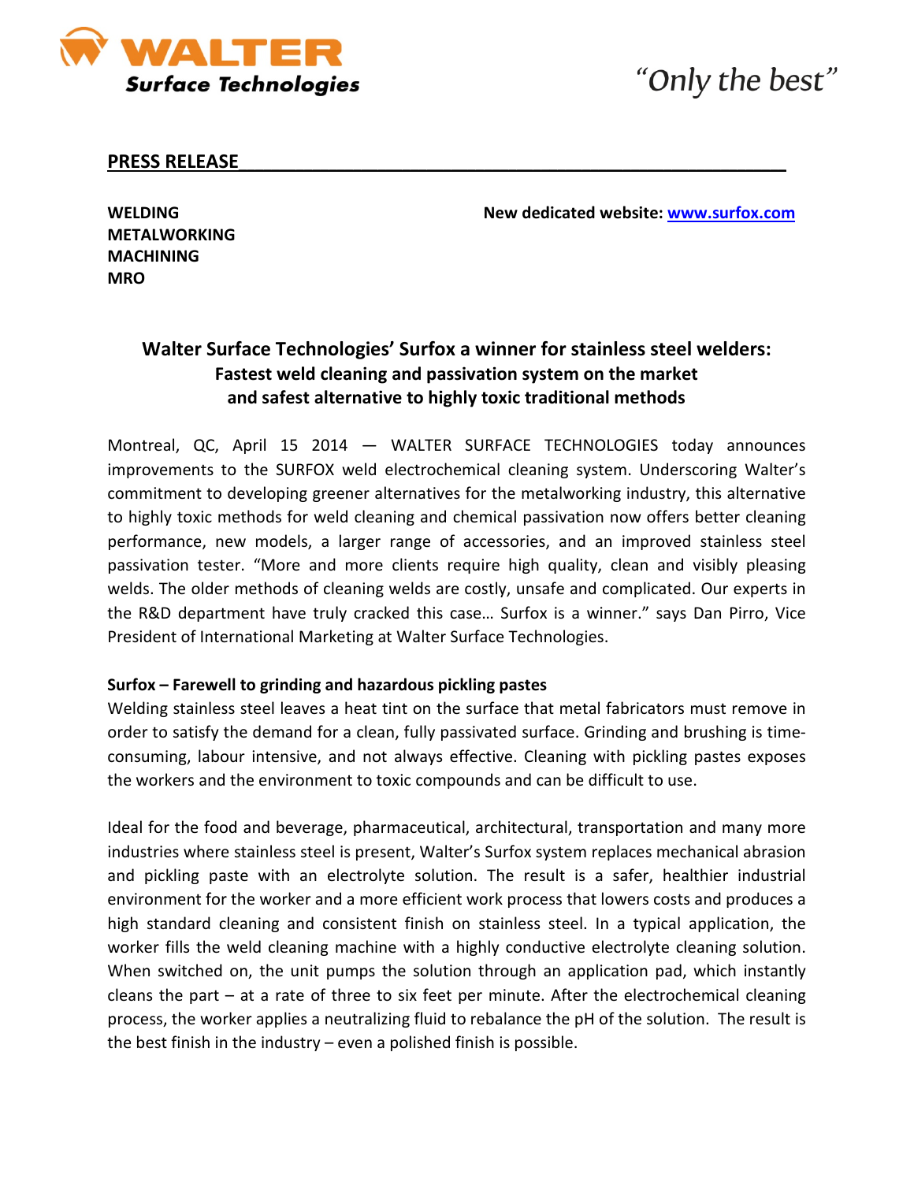**WALTER**
***Surface Technologies***

*"Only the best"*

**PRESS RELEASE**

**WELDING**
**METALWORKING**
**MACHINING**
**MRO**

**New dedicated website: [www.surfox.com](http://www.surfox.com)**

## Walter Surface Technologies' Surfox a winner for stainless steel welders: Fastest weld cleaning and passivation system on the market and safest alternative to highly toxic traditional methods

Montreal, QC, April 15 2014 — WALTER SURFACE TECHNOLOGIES today announces improvements to the SURFOX weld electrochemical cleaning system. Underscoring Walter's commitment to developing greener alternatives for the metalworking industry, this alternative to highly toxic methods for weld cleaning and chemical passivation now offers better cleaning performance, new models, a larger range of accessories, and an improved stainless steel passivation tester. "More and more clients require high quality, clean and visibly pleasing welds. The older methods of cleaning welds are costly, unsafe and complicated. Our experts in the R&D department have truly cracked this case… Surfox is a winner." says Dan Pirro, Vice President of International Marketing at Walter Surface Technologies.

**Surfox – Farewell to grinding and hazardous pickling pastes**

Welding stainless steel leaves a heat tint on the surface that metal fabricators must remove in order to satisfy the demand for a clean, fully passivated surface. Grinding and brushing is time-consuming, labour intensive, and not always effective. Cleaning with pickling pastes exposes the workers and the environment to toxic compounds and can be difficult to use.

Ideal for the food and beverage, pharmaceutical, architectural, transportation and many more industries where stainless steel is present, Walter's Surfox system replaces mechanical abrasion and pickling paste with an electrolyte solution. The result is a safer, healthier industrial environment for the worker and a more efficient work process that lowers costs and produces a high standard cleaning and consistent finish on stainless steel. In a typical application, the worker fills the weld cleaning machine with a highly conductive electrolyte cleaning solution. When switched on, the unit pumps the solution through an application pad, which instantly cleans the part – at a rate of three to six feet per minute. After the electrochemical cleaning process, the worker applies a neutralizing fluid to rebalance the pH of the solution. The result is the best finish in the industry – even a polished finish is possible.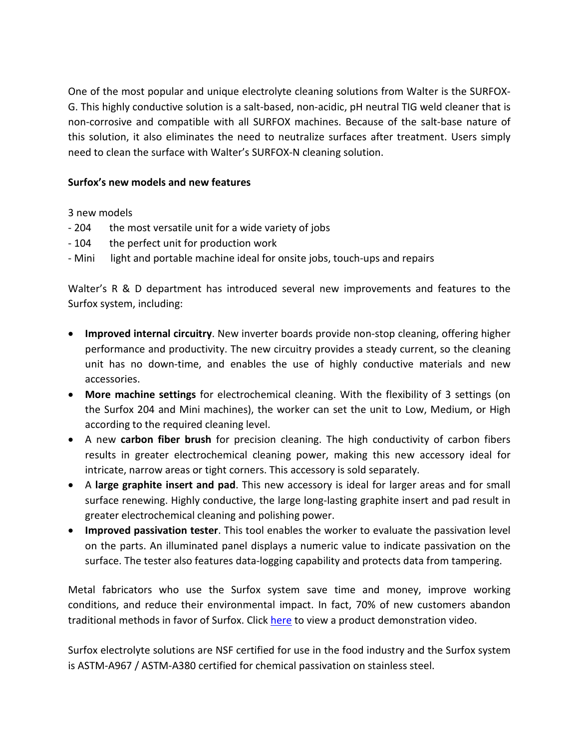One of the most popular and unique electrolyte cleaning solutions from Walter is the SURFOX-G. This highly conductive solution is a salt-based, non-acidic, pH neutral TIG weld cleaner that is non-corrosive and compatible with all SURFOX machines. Because of the salt-base nature of this solution, it also eliminates the need to neutralize surfaces after treatment. Users simply need to clean the surface with Walter's SURFOX-N cleaning solution.

**Surfox's new models and new features**

3 new models
- 204 the most versatile unit for a wide variety of jobs
- 104 the perfect unit for production work
- Mini light and portable machine ideal for onsite jobs, touch-ups and repairs

Walter's R & D department has introduced several new improvements and features to the Surfox system, including:

- **Improved internal circuitry**. New inverter boards provide non-stop cleaning, offering higher performance and productivity. The new circuitry provides a steady current, so the cleaning unit has no down-time, and enables the use of highly conductive materials and new accessories.
- **More machine settings** for electrochemical cleaning. With the flexibility of 3 settings (on the Surfox 204 and Mini machines), the worker can set the unit to Low, Medium, or High according to the required cleaning level.
- A new **carbon fiber brush** for precision cleaning. The high conductivity of carbon fibers results in greater electrochemical cleaning power, making this new accessory ideal for intricate, narrow areas or tight corners. This accessory is sold separately.
- A **large graphite insert and pad**. This new accessory is ideal for larger areas and for small surface renewing. Highly conductive, the large long-lasting graphite insert and pad result in greater electrochemical cleaning and polishing power.
- **Improved passivation tester**. This tool enables the worker to evaluate the passivation level on the parts. An illuminated panel displays a numeric value to indicate passivation on the surface. The tester also features data-logging capability and protects data from tampering.

Metal fabricators who use the Surfox system save time and money, improve working conditions, and reduce their environmental impact. In fact, 70% of new customers abandon traditional methods in favor of Surfox. Click here to view a product demonstration video.

Surfox electrolyte solutions are NSF certified for use in the food industry and the Surfox system is ASTM-A967 / ASTM-A380 certified for chemical passivation on stainless steel.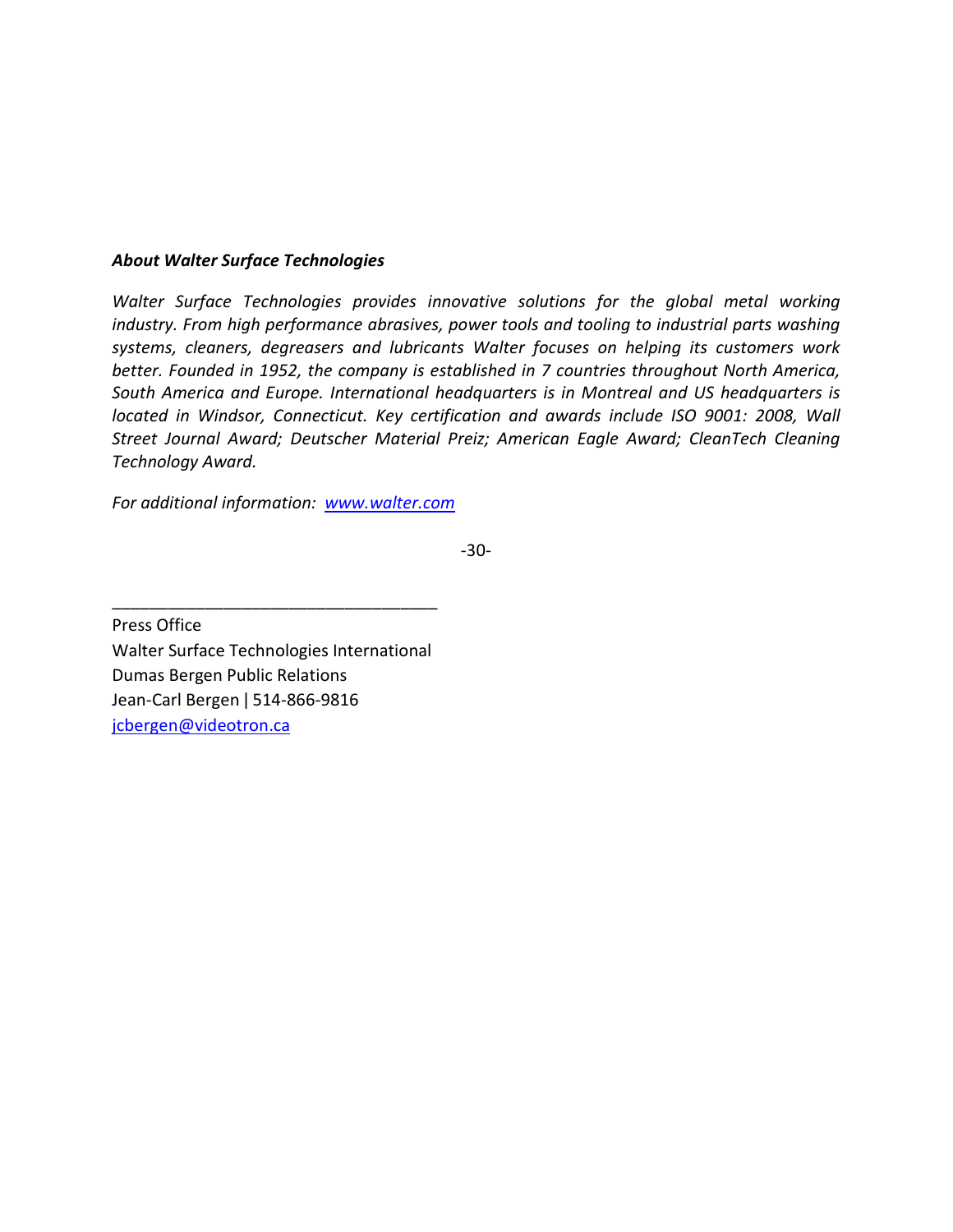***About Walter Surface Technologies***

*Walter Surface Technologies provides innovative solutions for the global metal working industry. From high performance abrasives, power tools and tooling to industrial parts washing systems, cleaners, degreasers and lubricants Walter focuses on helping its customers work better. Founded in 1952, the company is established in 7 countries throughout North America, South America and Europe. International headquarters is in Montreal and US headquarters is located in Windsor, Connecticut. Key certification and awards include ISO 9001: 2008, Wall Street Journal Award; Deutscher Material Preiz; American Eagle Award; CleanTech Cleaning Technology Award.*

*For additional information: [www.walter.com](http://www.walter.com)*

-30-

___________________________________

Press Office
Walter Surface Technologies International
Dumas Bergen Public Relations
Jean-Carl Bergen | 514-866-9816
[jcbergen@videotron.ca](mailto:jcbergen@videotron.ca)